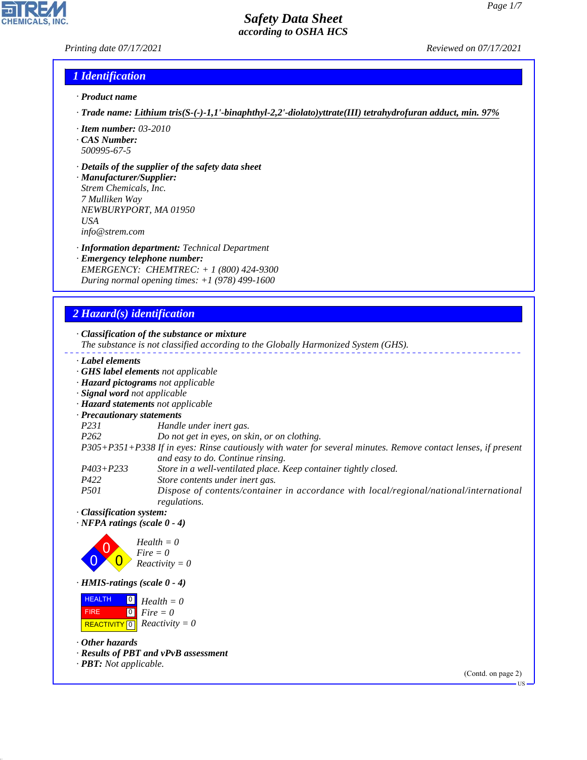# Safety Data Sheet
## according to OSHA HCS

*Printing date 07/17/2021* *Reviewed on 07/17/2021*

## 1 Identification

· **Product name**

· **Trade name:** **Lithium tris(S-(-)-1,1'-binaphthyl-2,2'-diolato)yttrate(III) tetrahydrofuran adduct, min. 97%**

· **Item number:** 03-2010
· **CAS Number:**
500995-67-5

· **Details of the supplier of the safety data sheet**
· **Manufacturer/Supplier:**
Strem Chemicals, Inc.
7 Mulliken Way
NEWBURYPORT, MA 01950
USA
info@strem.com

· **Information department:** Technical Department
· **Emergency telephone number:**
EMERGENCY: CHEMTREC: + 1 (800) 424-9300
During normal opening times: +1 (978) 499-1600

## 2 Hazard(s) identification

· **Classification of the substance or mixture**
The substance is not classified according to the Globally Harmonized System (GHS).

· **Label elements**
· **GHS label elements** not applicable
· **Hazard pictograms** not applicable
· **Signal word** not applicable
· **Hazard statements** not applicable
· **Precautionary statements**

| | |
|---|---|
| P231 | Handle under inert gas. |
| P262 | Do not get in eyes, on skin, or on clothing. |
| P305+P351+P338 | If in eyes: Rinse cautiously with water for several minutes. Remove contact lenses, if present and easy to do. Continue rinsing. |
| P403+P233 | Store in a well-ventilated place. Keep container tightly closed. |
| P422 | Store contents under inert gas. |
| P501 | Dispose of contents/container in accordance with local/regional/national/international regulations. |

· **Classification system:**
· **NFPA ratings (scale 0 - 4)**

Health = 0
Fire = 0
Reactivity = 0

· **HMIS-ratings (scale 0 - 4)**

| | | |
|---|---|---|
| HEALTH | 0 | Health = 0 |
| FIRE | 0 | Fire = 0 |
| REACTIVITY | 0 | Reactivity = 0 |

· **Other hazards**
· **Results of PBT and vPvB assessment**
· **PBT:** Not applicable.

(Contd. on page 2)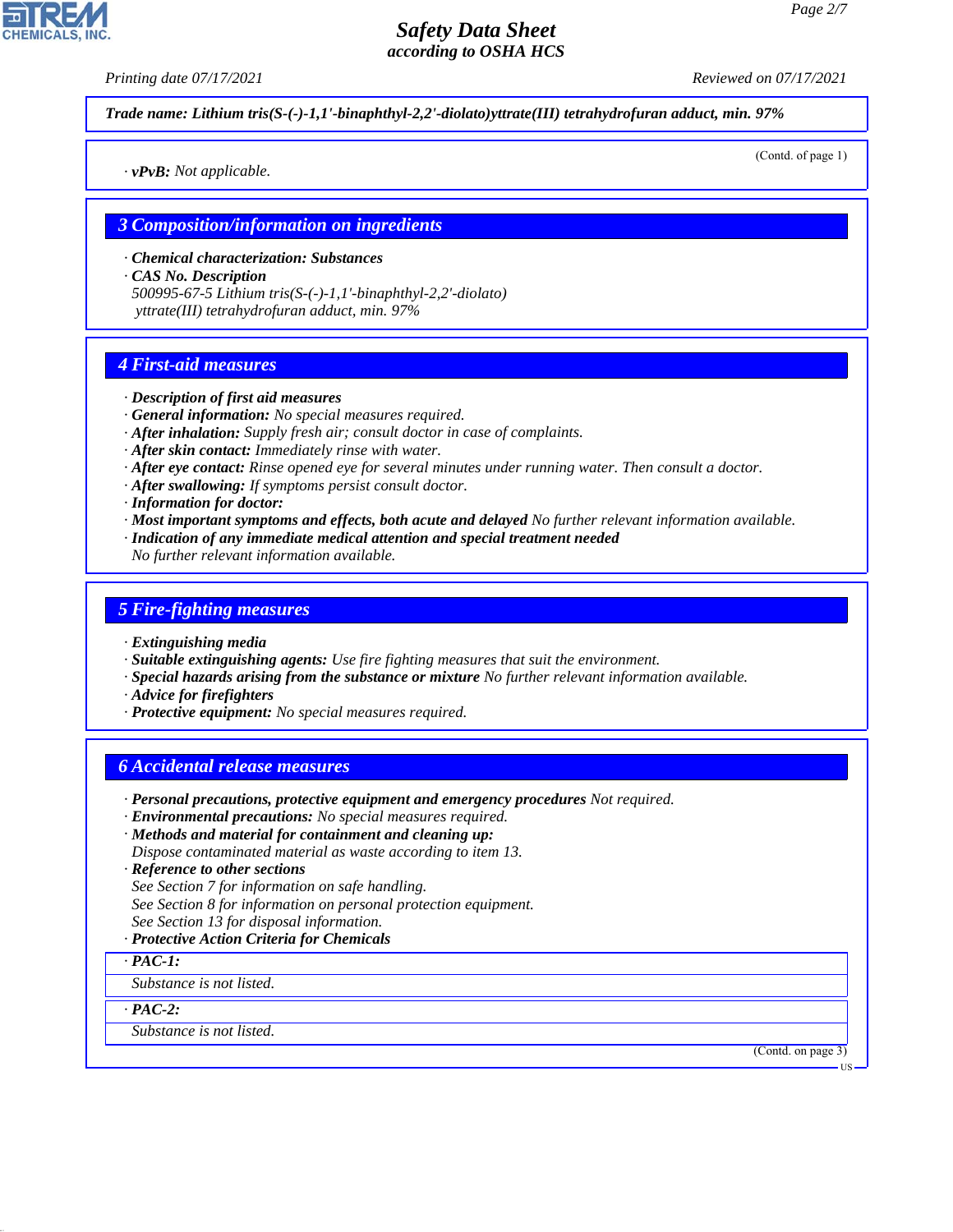*Trade name: Lithium tris(S-(-)-1,1'-binaphthyl-2,2'-diolato)yttrate(III) tetrahydrofuran adduct, min. 97%*

(Contd. of page 1)

· **vPvB:** Not applicable.

## 3 Composition/information on ingredients

· **Chemical characterization: Substances**
· **CAS No. Description**
500995-67-5 Lithium tris(S-(-)-1,1'-binaphthyl-2,2'-diolato) yttrate(III) tetrahydrofuran adduct, min. 97%

## 4 First-aid measures

· **Description of first aid measures**
· **General information:** No special measures required.
· **After inhalation:** Supply fresh air; consult doctor in case of complaints.
· **After skin contact:** Immediately rinse with water.
· **After eye contact:** Rinse opened eye for several minutes under running water. Then consult a doctor.
· **After swallowing:** If symptoms persist consult doctor.
· **Information for doctor:**
· **Most important symptoms and effects, both acute and delayed** No further relevant information available.
· **Indication of any immediate medical attention and special treatment needed**
No further relevant information available.

## 5 Fire-fighting measures

· **Extinguishing media**
· **Suitable extinguishing agents:** Use fire fighting measures that suit the environment.
· **Special hazards arising from the substance or mixture** No further relevant information available.
· **Advice for firefighters**
· **Protective equipment:** No special measures required.

## 6 Accidental release measures

· **Personal precautions, protective equipment and emergency procedures** Not required.
· **Environmental precautions:** No special measures required.
· **Methods and material for containment and cleaning up:**
Dispose contaminated material as waste according to item 13.
· **Reference to other sections**
See Section 7 for information on safe handling.
See Section 8 for information on personal protection equipment.
See Section 13 for disposal information.
· **Protective Action Criteria for Chemicals**

· **PAC-1:**
Substance is not listed.

· **PAC-2:**
Substance is not listed.

(Contd. on page 3)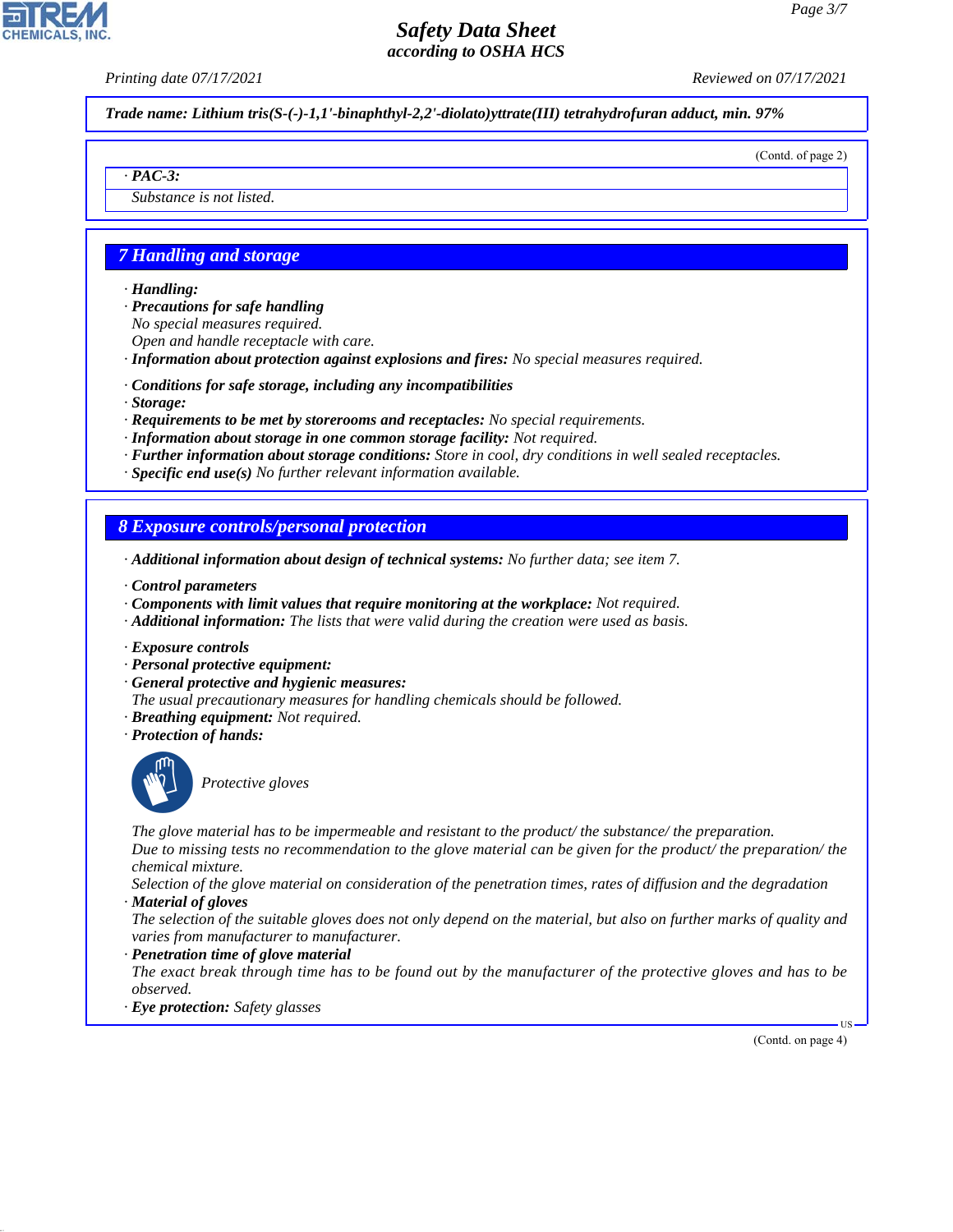Trade name: Lithium tris(S-(-)-1,1'-binaphthyl-2,2'-diolato)yttrate(III) tetrahydrofuran adduct, min. 97%

(Contd. of page 2)

· **PAC-3:**

Substance is not listed.

## 7 Handling and storage

· **Handling:**
· **Precautions for safe handling**
No special measures required.
Open and handle receptacle with care.
· **Information about protection against explosions and fires:** No special measures required.

· **Conditions for safe storage, including any incompatibilities**
· **Storage:**
· **Requirements to be met by storerooms and receptacles:** No special requirements.
· **Information about storage in one common storage facility:** Not required.
· **Further information about storage conditions:** Store in cool, dry conditions in well sealed receptacles.
· **Specific end use(s)** No further relevant information available.

## 8 Exposure controls/personal protection

· **Additional information about design of technical systems:** No further data; see item 7.

· **Control parameters**
· **Components with limit values that require monitoring at the workplace:** Not required.
· **Additional information:** The lists that were valid during the creation were used as basis.

· **Exposure controls**
· **Personal protective equipment:**
· **General protective and hygienic measures:**
The usual precautionary measures for handling chemicals should be followed.
· **Breathing equipment:** Not required.
· **Protection of hands:**

Protective gloves

The glove material has to be impermeable and resistant to the product/ the substance/ the preparation.
Due to missing tests no recommendation to the glove material can be given for the product/ the preparation/ the chemical mixture.
Selection of the glove material on consideration of the penetration times, rates of diffusion and the degradation
· **Material of gloves**
The selection of the suitable gloves does not only depend on the material, but also on further marks of quality and varies from manufacturer to manufacturer.
· **Penetration time of glove material**
The exact break through time has to be found out by the manufacturer of the protective gloves and has to be observed.
· **Eye protection:** Safety glasses

(Contd. on page 4)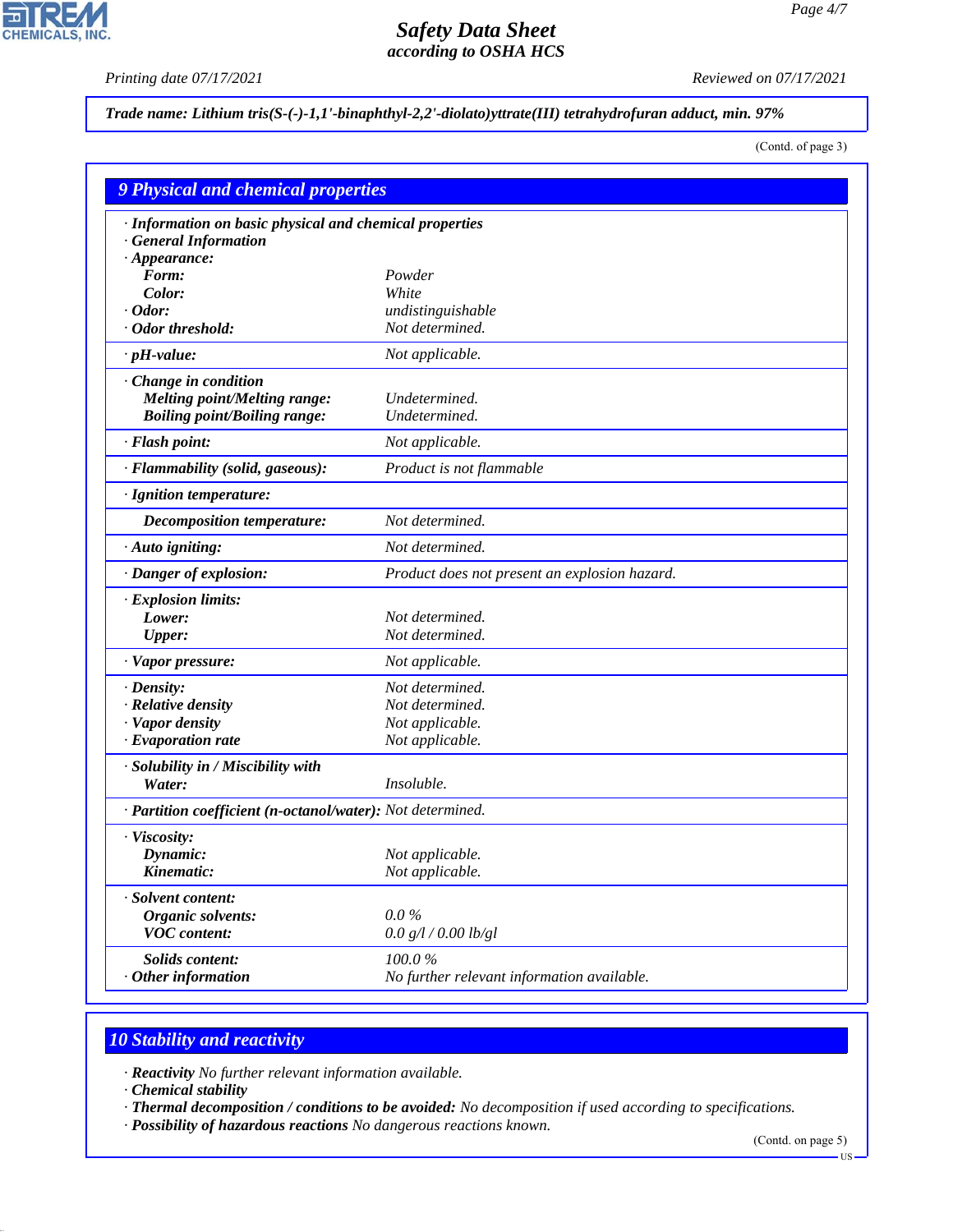**Trade name: Lithium tris(S-(-)-1,1'-binaphthyl-2,2'-diolato)yttrate(III) tetrahydrofuran adduct, min. 97%**

(Contd. of page 3)

## 9 Physical and chemical properties

| | |
|---|---|
| **· Information on basic physical and chemical properties** | |
| **· General Information** | |
| **· Appearance:** | |
| **Form:** | Powder |
| **Color:** | White |
| **· Odor:** | undistinguishable |
| **· Odor threshold:** | Not determined. |
| **· pH-value:** | Not applicable. |
| **· Change in condition** | |
| **Melting point/Melting range:** | Undetermined. |
| **Boiling point/Boiling range:** | Undetermined. |
| **· Flash point:** | Not applicable. |
| **· Flammability (solid, gaseous):** | Product is not flammable |
| **· Ignition temperature:** | |
| **Decomposition temperature:** | Not determined. |
| **· Auto igniting:** | Not determined. |
| **· Danger of explosion:** | Product does not present an explosion hazard. |
| **· Explosion limits:** | |
| **Lower:** | Not determined. |
| **Upper:** | Not determined. |
| **· Vapor pressure:** | Not applicable. |
| **· Density:** | Not determined. |
| **· Relative density** | Not determined. |
| **· Vapor density** | Not applicable. |
| **· Evaporation rate** | Not applicable. |
| **· Solubility in / Miscibility with** | |
| **Water:** | Insoluble. |
| **· Partition coefficient (n-octanol/water):** | Not determined. |
| **· Viscosity:** | |
| **Dynamic:** | Not applicable. |
| **Kinematic:** | Not applicable. |
| **· Solvent content:** | |
| **Organic solvents:** | 0.0 % |
| **VOC content:** | 0.0 g/l / 0.00 lb/gl |
| **Solids content:** | 100.0 % |
| **· Other information** | No further relevant information available. |

## 10 Stability and reactivity

- **Reactivity** No further relevant information available.
- **Chemical stability**
- **Thermal decomposition / conditions to be avoided:** No decomposition if used according to specifications.
- **Possibility of hazardous reactions** No dangerous reactions known.

(Contd. on page 5)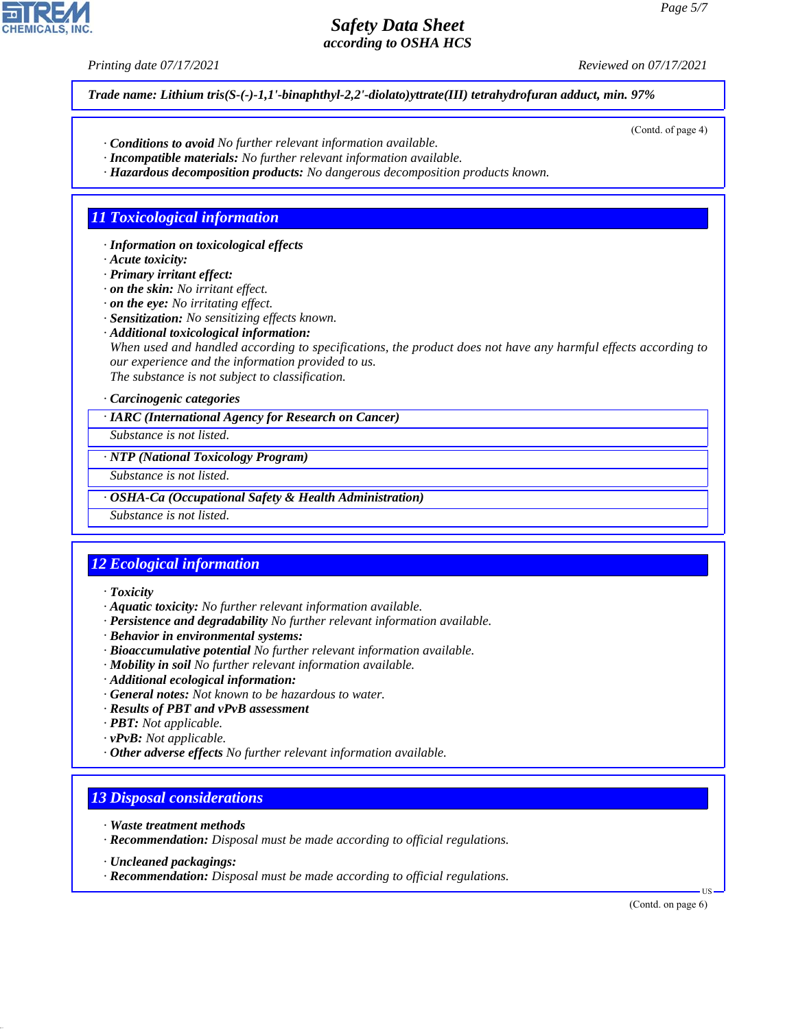**Trade name: Lithium tris(S-(-)-1,1'-binaphthyl-2,2'-diolato)yttrate(III) tetrahydrofuran adduct, min. 97%**

(Contd. of page 4)

· **Conditions to avoid** No further relevant information available.
· **Incompatible materials:** No further relevant information available.
· **Hazardous decomposition products:** No dangerous decomposition products known.

## 11 Toxicological information

· **Information on toxicological effects**
· **Acute toxicity:**
· **Primary irritant effect:**
· **on the skin:** No irritant effect.
· **on the eye:** No irritating effect.
· **Sensitization:** No sensitizing effects known.
· **Additional toxicological information:**
When used and handled according to specifications, the product does not have any harmful effects according to our experience and the information provided to us.
The substance is not subject to classification.

· **Carcinogenic categories**

| · IARC (International Agency for Research on Cancer) |
|---|
| Substance is not listed. |

| · NTP (National Toxicology Program) |
|---|
| Substance is not listed. |

| · OSHA-Ca (Occupational Safety & Health Administration) |
|---|
| Substance is not listed. |

## 12 Ecological information

· **Toxicity**
· **Aquatic toxicity:** No further relevant information available.
· **Persistence and degradability** No further relevant information available.
· **Behavior in environmental systems:**
· **Bioaccumulative potential** No further relevant information available.
· **Mobility in soil** No further relevant information available.
· **Additional ecological information:**
· **General notes:** Not known to be hazardous to water.
· **Results of PBT and vPvB assessment**
· **PBT:** Not applicable.
· **vPvB:** Not applicable.
· **Other adverse effects** No further relevant information available.

## 13 Disposal considerations

· **Waste treatment methods**
· **Recommendation:** Disposal must be made according to official regulations.

· **Uncleaned packagings:**
· **Recommendation:** Disposal must be made according to official regulations.

(Contd. on page 6)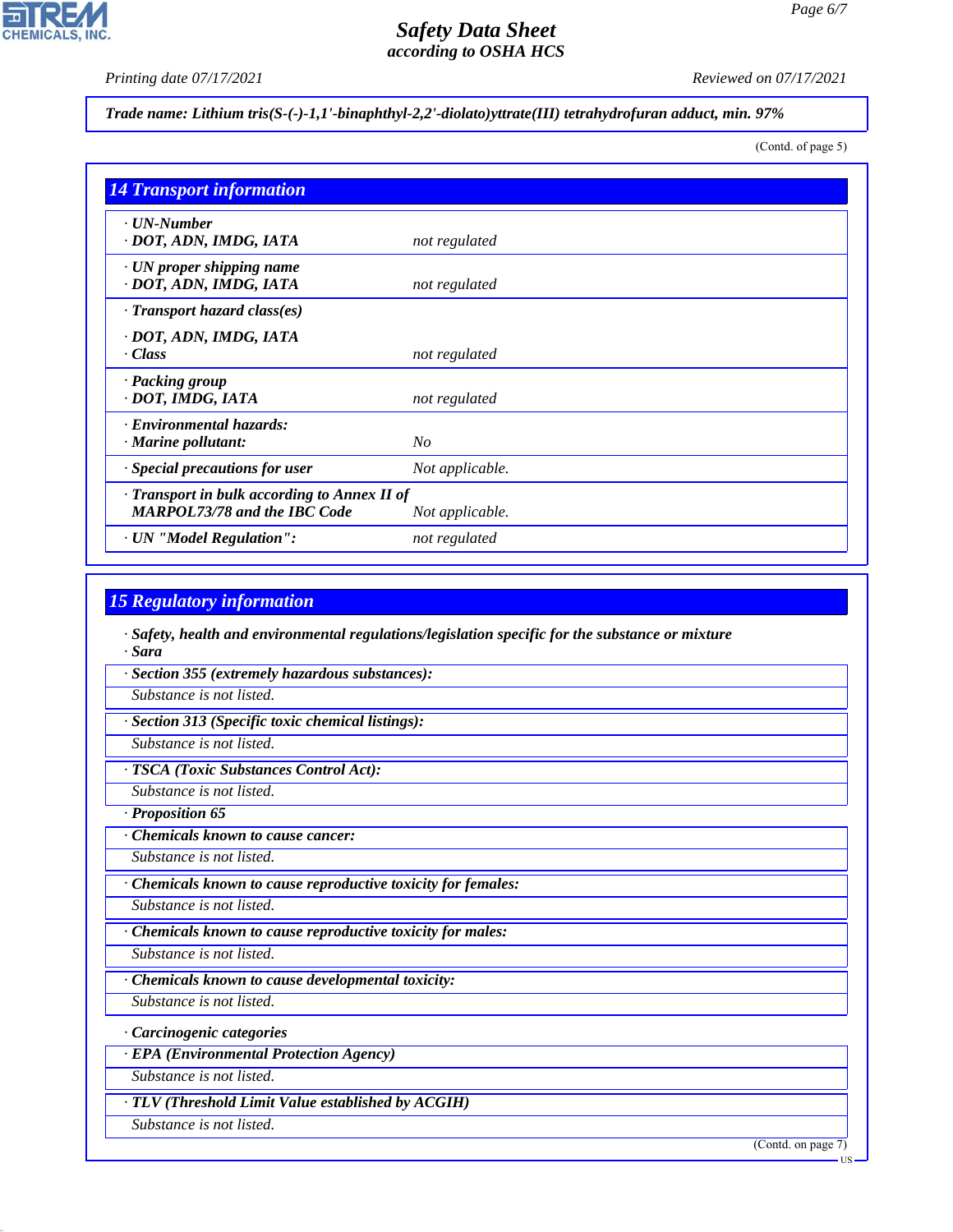Trade name: Lithium tris(S-(-)-1,1'-binaphthyl-2,2'-diolato)yttrate(III) tetrahydrofuran adduct, min. 97%

(Contd. of page 5)

## 14 Transport information

| | |
|---|---|
| · **UN-Number**<br>· **DOT, ADN, IMDG, IATA** | not regulated |
| · **UN proper shipping name**<br>· **DOT, ADN, IMDG, IATA** | not regulated |
| · **Transport hazard class(es)**<br>· **DOT, ADN, IMDG, IATA**<br>· **Class** | not regulated |
| · **Packing group**<br>· **DOT, IMDG, IATA** | not regulated |
| · **Environmental hazards:**<br>· **Marine pollutant:** | No |
| · **Special precautions for user** | Not applicable. |
| · **Transport in bulk according to Annex II of MARPOL73/78 and the IBC Code** | Not applicable. |
| · **UN "Model Regulation":** | not regulated |

## 15 Regulatory information

· **Safety, health and environmental regulations/legislation specific for the substance or mixture**
· **Sara**

· **Section 355 (extremely hazardous substances):**
Substance is not listed.

· **Section 313 (Specific toxic chemical listings):**
Substance is not listed.

· **TSCA (Toxic Substances Control Act):**
Substance is not listed.

· **Proposition 65**

· **Chemicals known to cause cancer:**
Substance is not listed.

· **Chemicals known to cause reproductive toxicity for females:**
Substance is not listed.

· **Chemicals known to cause reproductive toxicity for males:**
Substance is not listed.

· **Chemicals known to cause developmental toxicity:**
Substance is not listed.

· **Carcinogenic categories**

· **EPA (Environmental Protection Agency)**
Substance is not listed.

· **TLV (Threshold Limit Value established by ACGIH)**
Substance is not listed.

(Contd. on page 7)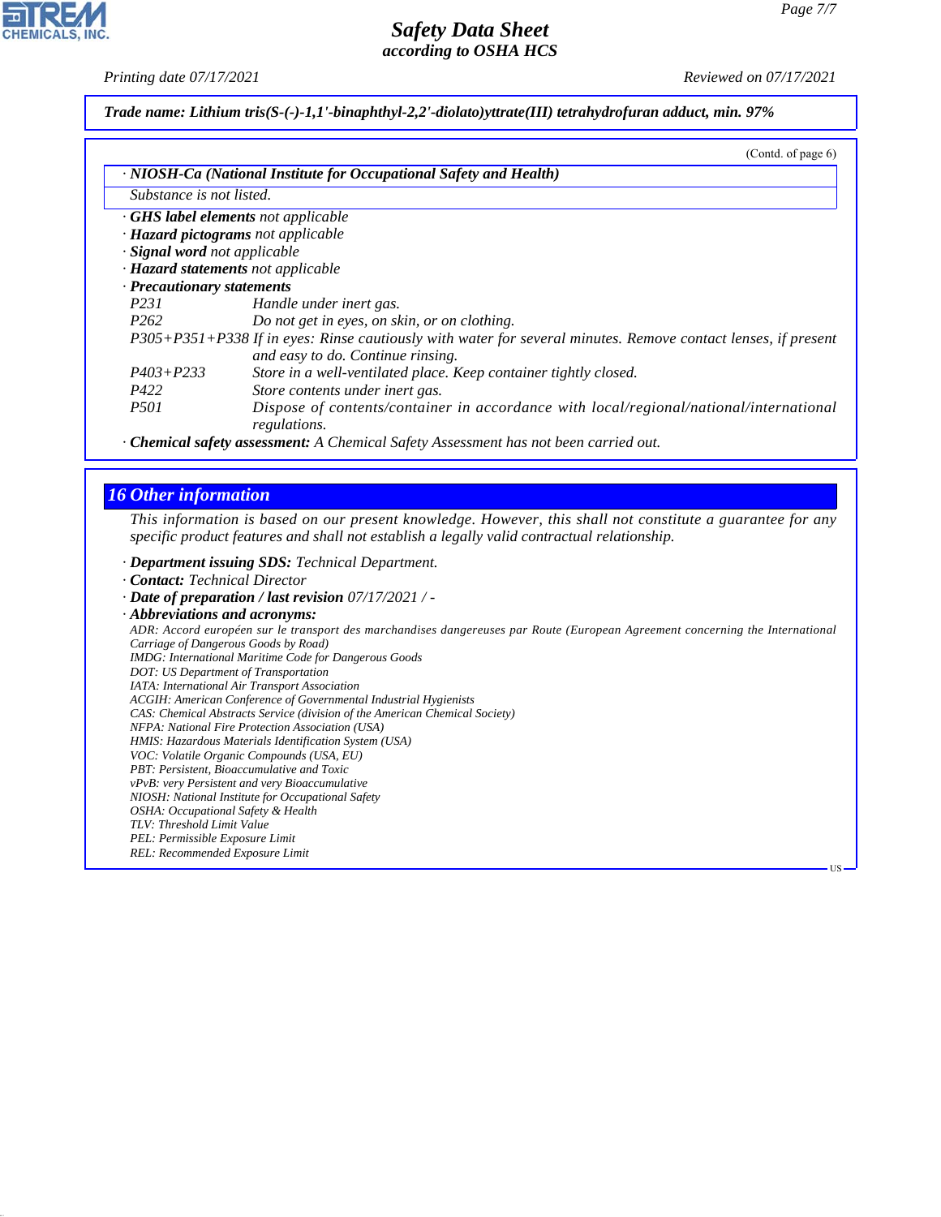**Trade name: Lithium tris(S-(-)-1,1'-binaphthyl-2,2'-diolato)yttrate(III) tetrahydrofuran adduct, min. 97%**

(Contd. of page 6)

· **NIOSH-Ca (National Institute for Occupational Safety and Health)**

Substance is not listed.

· **GHS label elements** not applicable
· **Hazard pictograms** not applicable
· **Signal word** not applicable
· **Hazard statements** not applicable
· **Precautionary statements**

| | |
|---|---|
| P231 | Handle under inert gas. |
| P262 | Do not get in eyes, on skin, or on clothing. |
| P305+P351+P338 | If in eyes: Rinse cautiously with water for several minutes. Remove contact lenses, if present and easy to do. Continue rinsing. |
| P403+P233 | Store in a well-ventilated place. Keep container tightly closed. |
| P422 | Store contents under inert gas. |
| P501 | Dispose of contents/container in accordance with local/regional/national/international regulations. |

· **Chemical safety assessment:** A Chemical Safety Assessment has not been carried out.

## 16 Other information

This information is based on our present knowledge. However, this shall not constitute a guarantee for any specific product features and shall not establish a legally valid contractual relationship.

· **Department issuing SDS:** Technical Department.
· **Contact:** Technical Director
· **Date of preparation / last revision** 07/17/2021 / -
· **Abbreviations and acronyms:**

ADR: Accord européen sur le transport des marchandises dangereuses par Route (European Agreement concerning the International Carriage of Dangerous Goods by Road)
IMDG: International Maritime Code for Dangerous Goods
DOT: US Department of Transportation
IATA: International Air Transport Association
ACGIH: American Conference of Governmental Industrial Hygienists
CAS: Chemical Abstracts Service (division of the American Chemical Society)
NFPA: National Fire Protection Association (USA)
HMIS: Hazardous Materials Identification System (USA)
VOC: Volatile Organic Compounds (USA, EU)
PBT: Persistent, Bioaccumulative and Toxic
vPvB: very Persistent and very Bioaccumulative
NIOSH: National Institute for Occupational Safety
OSHA: Occupational Safety & Health
TLV: Threshold Limit Value
PEL: Permissible Exposure Limit
REL: Recommended Exposure Limit